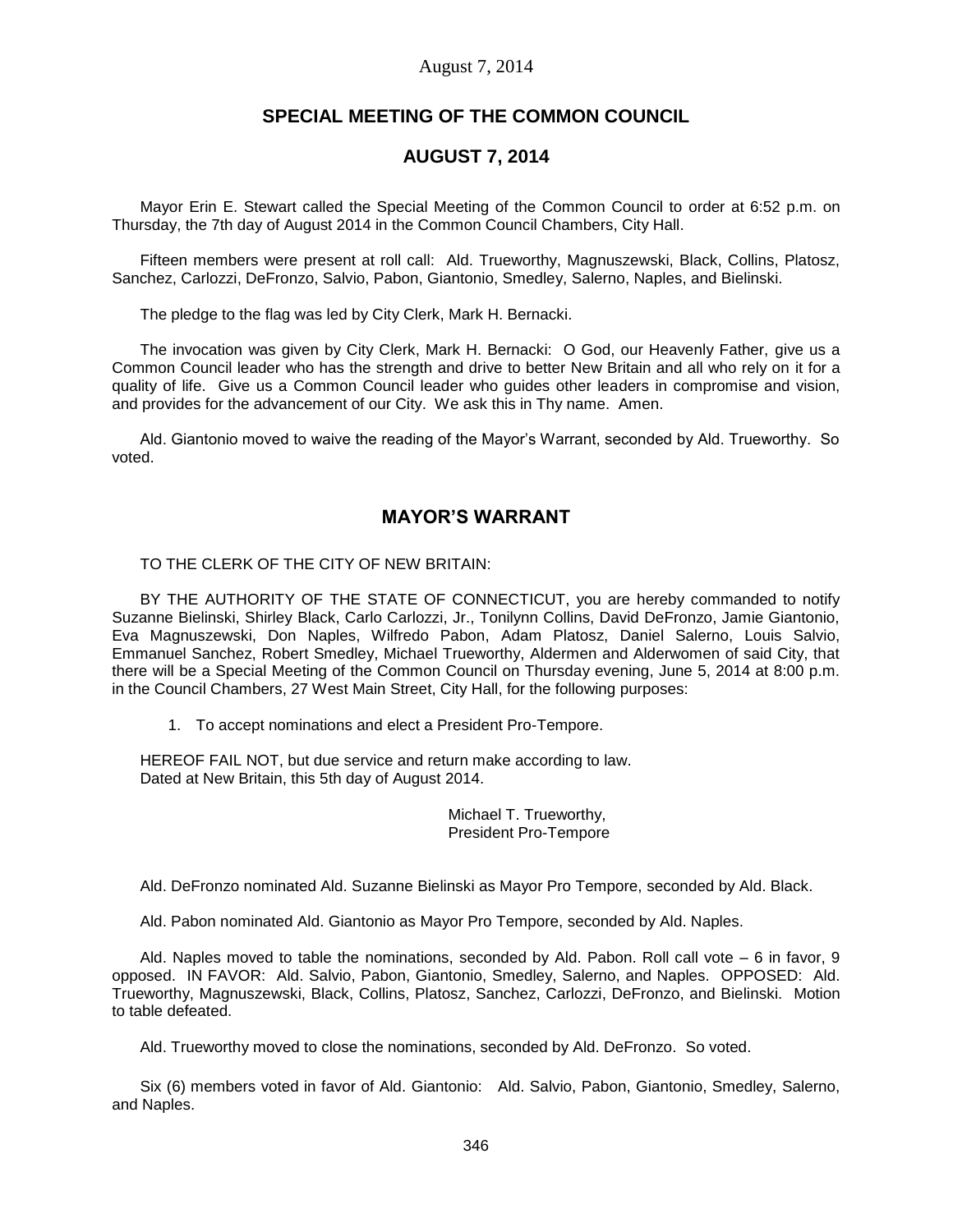## SPECIAL MEETING OF THE COMMON COUNCIL

## AUGUST 7, 2014

Mayor Erin E. Stewart called the Special Meeting of the Common Council to order at 6:52 p.m. on Thursday, the 7th day of August 2014 in the Common Council Chambers, City Hall.

Fifteen members were present at roll call: Ald. Trueworthy, Magnuszewski, Black, Collins, Platosz, Sanchez, Carlozzi, DeFronzo, Salvio, Pabon, Giantonio, Smedley, Salerno, Naples, and Bielinski.

The pledge to the flag was led by City Clerk, Mark H. Bernacki.

The invocation was given by City Clerk, Mark H. Bernacki: O God, our Heavenly Father, give us a Common Council leader who has the strength and drive to better New Britain and all who rely on it for a quality of life. Give us a Common Council leader who guides other leaders in compromise and vision, and provides for the advancement of our City. We ask this in Thy name. Amen.

Ald. Giantonio moved to waive the reading of the Mayor's Warrant, seconded by Ald. Trueworthy. So voted.

## MAYOR'S WARRANT

TO THE CLERK OF THE CITY OF NEW BRITAIN:

BY THE AUTHORITY OF THE STATE OF CONNECTICUT, you are hereby commanded to notify Suzanne Bielinski, Shirley Black, Carlo Carlozzi, Jr., Tonilynn Collins, David DeFronzo, Jamie Giantonio, Eva Magnuszewski, Don Naples, Wilfredo Pabon, Adam Platosz, Daniel Salerno, Louis Salvio, Emmanuel Sanchez, Robert Smedley, Michael Trueworthy, Aldermen and Alderwomen of said City, that there will be a Special Meeting of the Common Council on Thursday evening, June 5, 2014 at 8:00 p.m. in the Council Chambers, 27 West Main Street, City Hall, for the following purposes:

1. To accept nominations and elect a President Pro-Tempore.

HEREOF FAIL NOT, but due service and return make according to law.
Dated at New Britain, this 5th day of August 2014.

Michael T. Trueworthy,
President Pro-Tempore

Ald. DeFronzo nominated Ald. Suzanne Bielinski as Mayor Pro Tempore, seconded by Ald. Black.

Ald. Pabon nominated Ald. Giantonio as Mayor Pro Tempore, seconded by Ald. Naples.

Ald. Naples moved to table the nominations, seconded by Ald. Pabon. Roll call vote – 6 in favor, 9 opposed. IN FAVOR: Ald. Salvio, Pabon, Giantonio, Smedley, Salerno, and Naples. OPPOSED: Ald. Trueworthy, Magnuszewski, Black, Collins, Platosz, Sanchez, Carlozzi, DeFronzo, and Bielinski. Motion to table defeated.

Ald. Trueworthy moved to close the nominations, seconded by Ald. DeFronzo. So voted.

Six (6) members voted in favor of Ald. Giantonio: Ald. Salvio, Pabon, Giantonio, Smedley, Salerno, and Naples.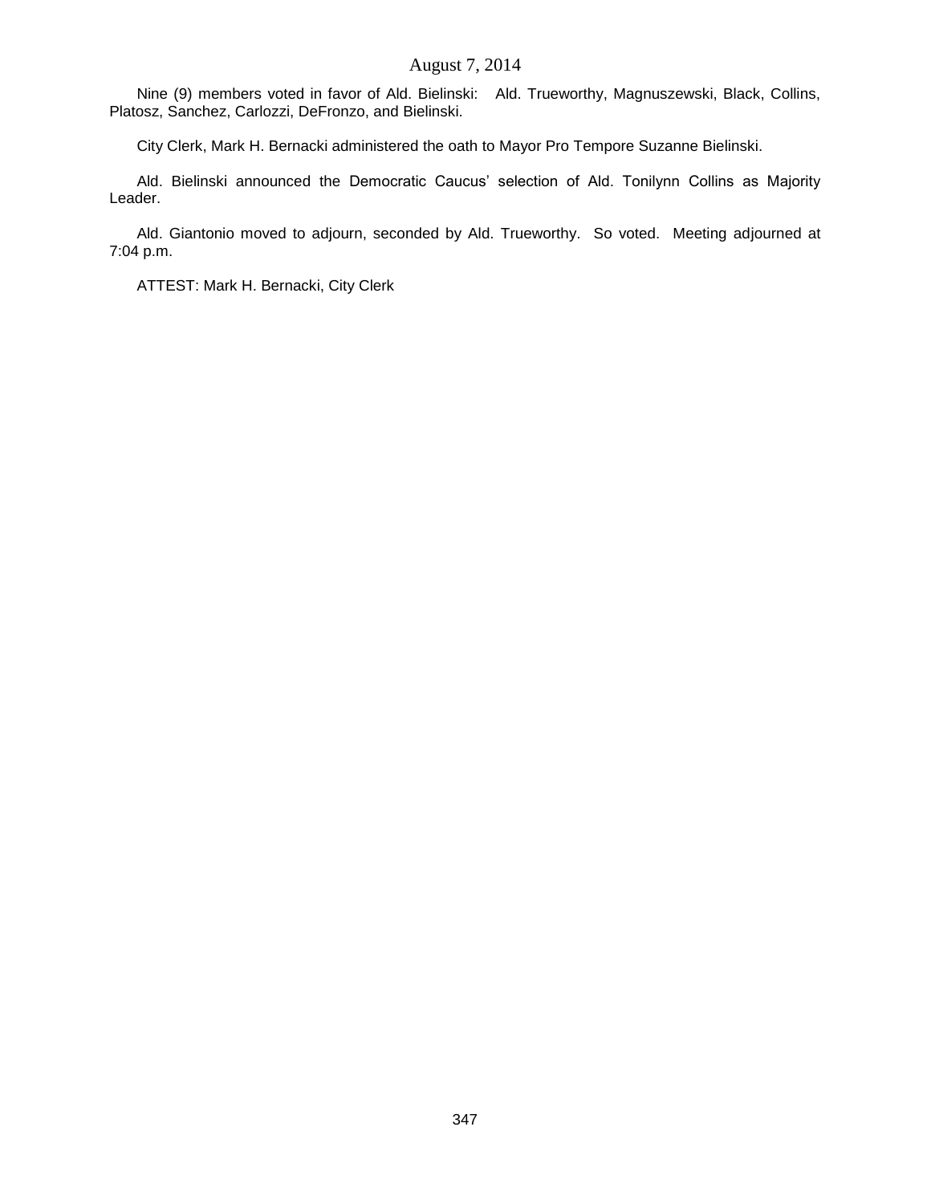Nine (9) members voted in favor of Ald. Bielinski: Ald. Trueworthy, Magnuszewski, Black, Collins, Platosz, Sanchez, Carlozzi, DeFronzo, and Bielinski.

City Clerk, Mark H. Bernacki administered the oath to Mayor Pro Tempore Suzanne Bielinski.

Ald. Bielinski announced the Democratic Caucus' selection of Ald. Tonilynn Collins as Majority Leader.

Ald. Giantonio moved to adjourn, seconded by Ald. Trueworthy. So voted. Meeting adjourned at 7:04 p.m.

ATTEST: Mark H. Bernacki, City Clerk